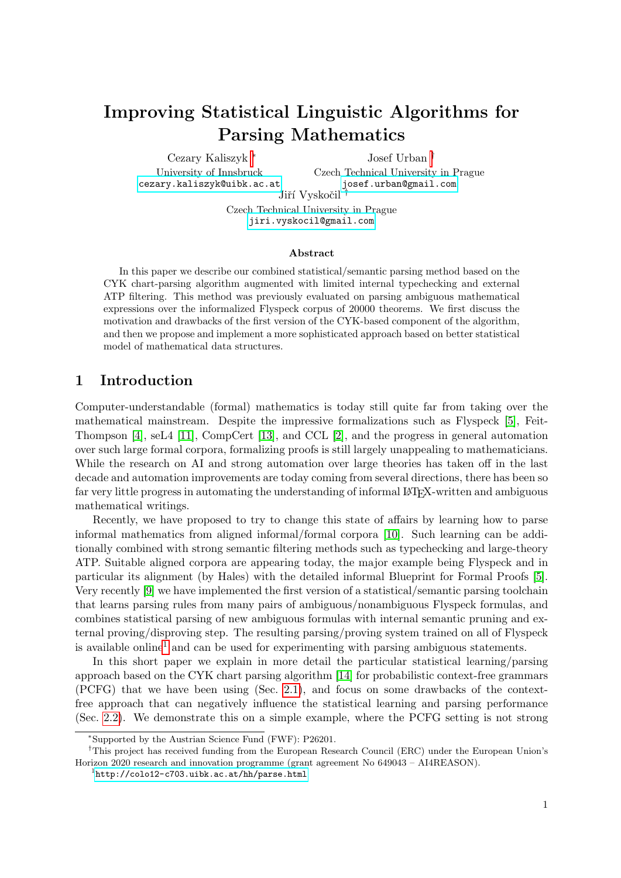# Improving Statistical Linguistic Algorithms for Parsing Mathematics

Cezary Kaliszyk [*]
University of Innsbruck
cezary.kaliszyk@uibk.ac.at

Josef Urban [†]
Czech Technical University in Prague
josef.urban@gmail.com

Jiří Vyskočil [†]
Czech Technical University in Prague
jiri.vyskocil@gmail.com

### Abstract

In this paper we describe our combined statistical/semantic parsing method based on the CYK chart-parsing algorithm augmented with limited internal typechecking and external ATP filtering. This method was previously evaluated on parsing ambiguous mathematical expressions over the informalized Flyspeck corpus of 20000 theorems. We first discuss the motivation and drawbacks of the first version of the CYK-based component of the algorithm, and then we propose and implement a more sophisticated approach based on better statistical model of mathematical data structures.

## 1 Introduction

Computer-understandable (formal) mathematics is today still quite far from taking over the mathematical mainstream. Despite the impressive formalizations such as Flyspeck [5], Feit-Thompson [4], seL4 [11], CompCert [13], and CCL [2], and the progress in general automation over such large formal corpora, formalizing proofs is still largely unappealing to mathematicians. While the research on AI and strong automation over large theories has taken off in the last decade and automation improvements are today coming from several directions, there has been so far very little progress in automating the understanding of informal LaTeX-written and ambiguous mathematical writings.

Recently, we have proposed to try to change this state of affairs by learning how to parse informal mathematics from aligned informal/formal corpora [10]. Such learning can be additionally combined with strong semantic filtering methods such as typechecking and large-theory ATP. Suitable aligned corpora are appearing today, the major example being Flyspeck and in particular its alignment (by Hales) with the detailed informal Blueprint for Formal Proofs [5]. Very recently [9] we have implemented the first version of a statistical/semantic parsing toolchain that learns parsing rules from many pairs of ambiguous/nonambiguous Flyspeck formulas, and combines statistical parsing of new ambiguous formulas with internal semantic pruning and external proving/disproving step. The resulting parsing/proving system trained on all of Flyspeck is available online[1] and can be used for experimenting with parsing ambiguous statements.

In this short paper we explain in more detail the particular statistical learning/parsing approach based on the CYK chart parsing algorithm [14] for probabilistic context-free grammars (PCFG) that we have been using (Sec. 2.1), and focus on some drawbacks of the context-free approach that can negatively influence the statistical learning and parsing performance (Sec. 2.2). We demonstrate this on a simple example, where the PCFG setting is not strong

[*]Supported by the Austrian Science Fund (FWF): P26201.

[†]This project has received funding from the European Research Council (ERC) under the European Union's Horizon 2020 research and innovation programme (grant agreement No 649043 – AI4REASON).

[1]http://colo12-c703.uibk.ac.at/hh/parse.html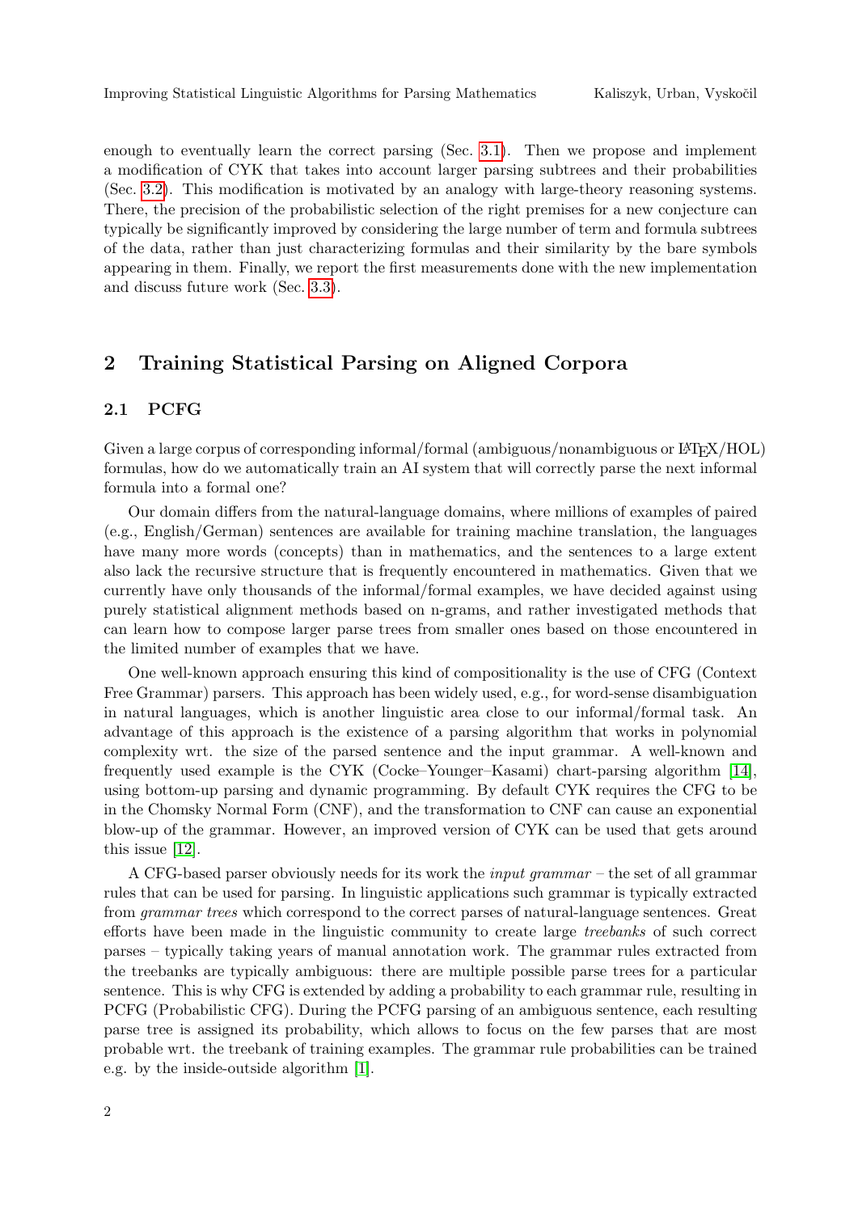enough to eventually learn the correct parsing (Sec. 3.1). Then we propose and implement a modification of CYK that takes into account larger parsing subtrees and their probabilities (Sec. 3.2). This modification is motivated by an analogy with large-theory reasoning systems. There, the precision of the probabilistic selection of the right premises for a new conjecture can typically be significantly improved by considering the large number of term and formula subtrees of the data, rather than just characterizing formulas and their similarity by the bare symbols appearing in them. Finally, we report the first measurements done with the new implementation and discuss future work (Sec. 3.3).

## 2 Training Statistical Parsing on Aligned Corpora

### 2.1 PCFG

Given a large corpus of corresponding informal/formal (ambiguous/nonambiguous or LaTeX/HOL) formulas, how do we automatically train an AI system that will correctly parse the next informal formula into a formal one?

Our domain differs from the natural-language domains, where millions of examples of paired (e.g., English/German) sentences are available for training machine translation, the languages have many more words (concepts) than in mathematics, and the sentences to a large extent also lack the recursive structure that is frequently encountered in mathematics. Given that we currently have only thousands of the informal/formal examples, we have decided against using purely statistical alignment methods based on n-grams, and rather investigated methods that can learn how to compose larger parse trees from smaller ones based on those encountered in the limited number of examples that we have.

One well-known approach ensuring this kind of compositionality is the use of CFG (Context Free Grammar) parsers. This approach has been widely used, e.g., for word-sense disambiguation in natural languages, which is another linguistic area close to our informal/formal task. An advantage of this approach is the existence of a parsing algorithm that works in polynomial complexity wrt. the size of the parsed sentence and the input grammar. A well-known and frequently used example is the CYK (Cocke–Younger–Kasami) chart-parsing algorithm [14], using bottom-up parsing and dynamic programming. By default CYK requires the CFG to be in the Chomsky Normal Form (CNF), and the transformation to CNF can cause an exponential blow-up of the grammar. However, an improved version of CYK can be used that gets around this issue [12].

A CFG-based parser obviously needs for its work the *input grammar* – the set of all grammar rules that can be used for parsing. In linguistic applications such grammar is typically extracted from *grammar trees* which correspond to the correct parses of natural-language sentences. Great efforts have been made in the linguistic community to create large *treebanks* of such correct parses – typically taking years of manual annotation work. The grammar rules extracted from the treebanks are typically ambiguous: there are multiple possible parse trees for a particular sentence. This is why CFG is extended by adding a probability to each grammar rule, resulting in PCFG (Probabilistic CFG). During the PCFG parsing of an ambiguous sentence, each resulting parse tree is assigned its probability, which allows to focus on the few parses that are most probable wrt. the treebank of training examples. The grammar rule probabilities can be trained e.g. by the inside-outside algorithm [1].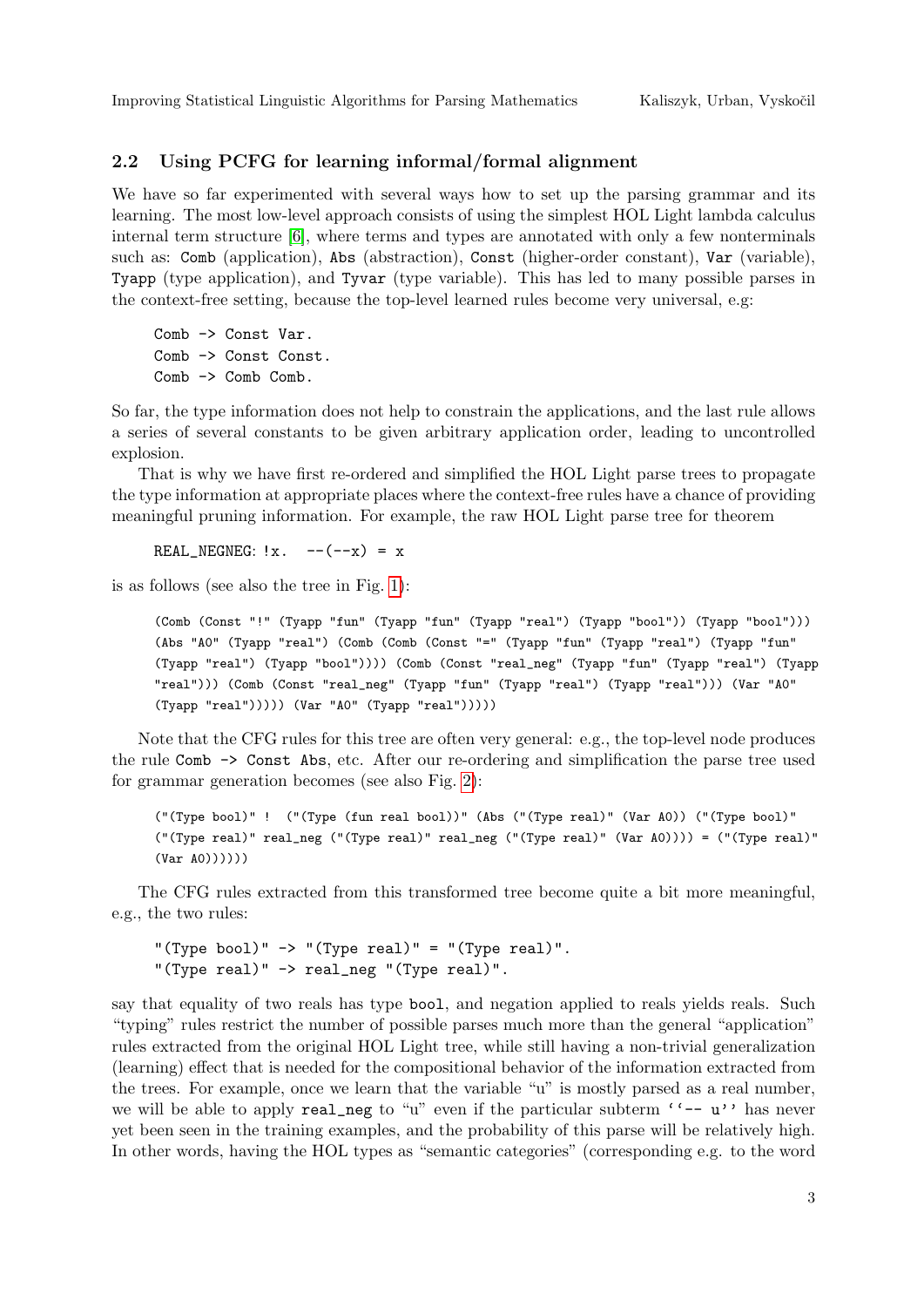## 2.2 Using PCFG for learning informal/formal alignment

We have so far experimented with several ways how to set up the parsing grammar and its learning. The most low-level approach consists of using the simplest HOL Light lambda calculus internal term structure [6], where terms and types are annotated with only a few nonterminals such as: `Comb` (application), `Abs` (abstraction), `Const` (higher-order constant), `Var` (variable), `Tyapp` (type application), and `Tyvar` (type variable). This has led to many possible parses in the context-free setting, because the top-level learned rules become very universal, e.g:

```
Comb -> Const Var.
Comb -> Const Const.
Comb -> Comb Comb.
```

So far, the type information does not help to constrain the applications, and the last rule allows a series of several constants to be given arbitrary application order, leading to uncontrolled explosion.

That is why we have first re-ordered and simplified the HOL Light parse trees to propagate the type information at appropriate places where the context-free rules have a chance of providing meaningful pruning information. For example, the raw HOL Light parse tree for theorem

```
REAL_NEGNEG: !x.  --(--x) = x
```

is as follows (see also the tree in Fig. 1):

```
(Comb (Const "!" (Tyapp "fun" (Tyapp "fun" (Tyapp "real") (Tyapp "bool")) (Tyapp "bool")))
(Abs "A0" (Tyapp "real") (Comb (Comb (Const "=" (Tyapp "fun" (Tyapp "real") (Tyapp "fun"
(Tyapp "real") (Tyapp "bool")))) (Comb (Const "real_neg" (Tyapp "fun" (Tyapp "real") (Tyapp
"real"))) (Comb (Const "real_neg" (Tyapp "fun" (Tyapp "real") (Tyapp "real"))) (Var "A0"
(Tyapp "real"))))) (Var "A0" (Tyapp "real")))))
```

Note that the CFG rules for this tree are often very general: e.g., the top-level node produces the rule `Comb -> Const Abs`, etc. After our re-ordering and simplification the parse tree used for grammar generation becomes (see also Fig. 2):

```
("(Type bool)" !  ("(Type (fun real bool))" (Abs ("(Type real)" (Var A0)) ("(Type bool)"
("(Type real)" real_neg ("(Type real)" real_neg ("(Type real)" (Var A0)))) = ("(Type real)"
(Var A0))))))
```

The CFG rules extracted from this transformed tree become quite a bit more meaningful, e.g., the two rules:

```
"(Type bool)" -> "(Type real)" = "(Type real)".
"(Type real)" -> real_neg "(Type real)".
```

say that equality of two reals has type `bool`, and negation applied to reals yields reals. Such "typing" rules restrict the number of possible parses much more than the general "application" rules extracted from the original HOL Light tree, while still having a non-trivial generalization (learning) effect that is needed for the compositional behavior of the information extracted from the trees. For example, once we learn that the variable "u" is mostly parsed as a real number, we will be able to apply `real_neg` to "u" even if the particular subterm `''-- u''` has never yet been seen in the training examples, and the probability of this parse will be relatively high. In other words, having the HOL types as "semantic categories" (corresponding e.g. to the word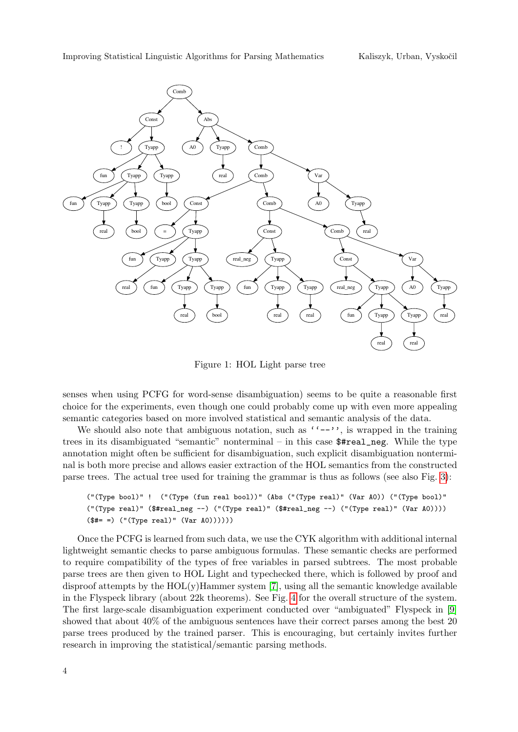Figure 1: HOL Light parse tree

senses when using PCFG for word-sense disambiguation) seems to be quite a reasonable first choice for the experiments, even though one could probably come up with even more appealing semantic categories based on more involved statistical and semantic analysis of the data.

We should also note that ambiguous notation, such as ''--'', is wrapped in the training trees in its disambiguated "semantic" nonterminal – in this case `$#real_neg`. While the type annotation might often be sufficient for disambiguation, such explicit disambiguation nonterminal is both more precise and allows easier extraction of the HOL semantics from the constructed parse trees. The actual tree used for training the grammar is thus as follows (see also Fig. 3):

```
("(Type bool)" !  ("(Type (fun real bool))" (Abs ("(Type real)" (Var A0)) ("(Type bool)"
("(Type real)" ($#real_neg --) ("(Type real)" ($#real_neg --) ("(Type real)" (Var A0))))
($#= =) ("(Type real)" (Var A0))))))
```

Once the PCFG is learned from such data, we use the CYK algorithm with additional internal lightweight semantic checks to parse ambiguous formulas. These semantic checks are performed to require compatibility of the types of free variables in parsed subtrees. The most probable parse trees are then given to HOL Light and typechecked there, which is followed by proof and disproof attempts by the HOL(y)Hammer system [7], using all the semantic knowledge available in the Flyspeck library (about 22k theorems). See Fig. 4 for the overall structure of the system. The first large-scale disambiguation experiment conducted over "ambiguated" Flyspeck in [9] showed that about 40% of the ambiguous sentences have their correct parses among the best 20 parse trees produced by the trained parser. This is encouraging, but certainly invites further research in improving the statistical/semantic parsing methods.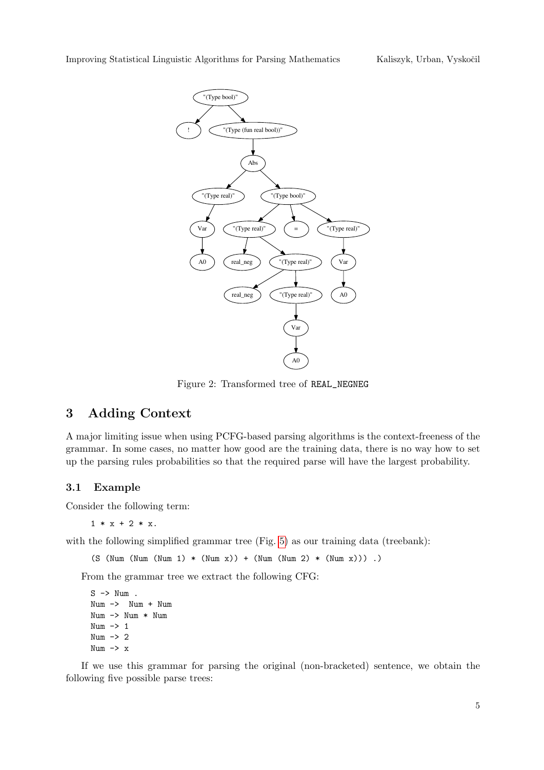Figure 2: Transformed tree of REAL_NEGNEG

## 3 Adding Context

A major limiting issue when using PCFG-based parsing algorithms is the context-freeness of the grammar. In some cases, no matter how good are the training data, there is no way how to set up the parsing rules probabilities so that the required parse will have the largest probability.

### 3.1 Example

Consider the following term:

```
1 * x + 2 * x.
```

with the following simplified grammar tree (Fig. 5) as our training data (treebank):

```
(S (Num (Num (Num 1) * (Num x)) + (Num (Num 2) * (Num x))) .)
```

From the grammar tree we extract the following CFG:

```
S -> Num .
Num ->  Num + Num
Num -> Num * Num
Num -> 1
Num -> 2
Num -> x
```

If we use this grammar for parsing the original (non-bracketed) sentence, we obtain the following five possible parse trees: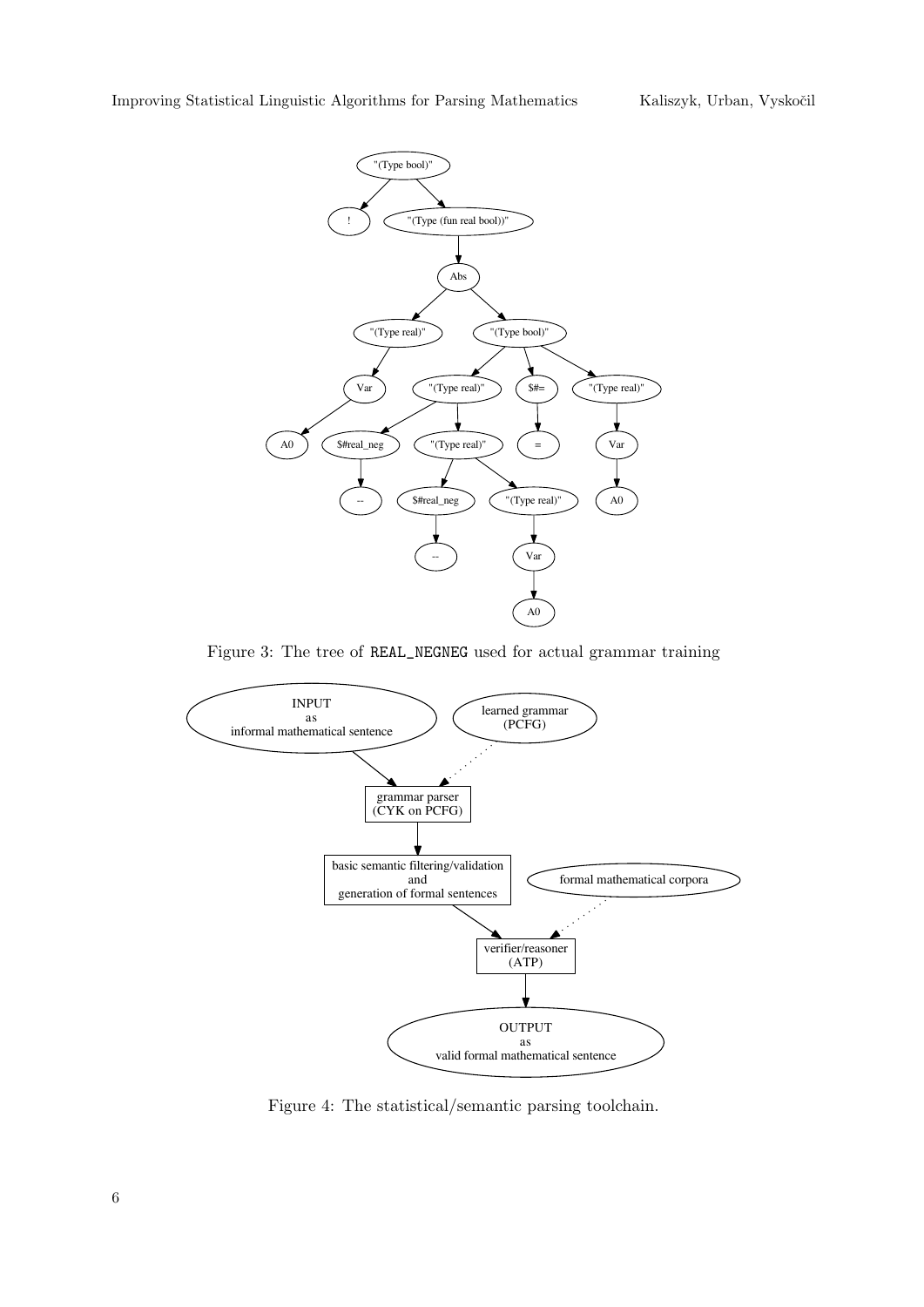Figure 3: The tree of `REAL_NEGNEG` used for actual grammar training

Figure 4: The statistical/semantic parsing toolchain.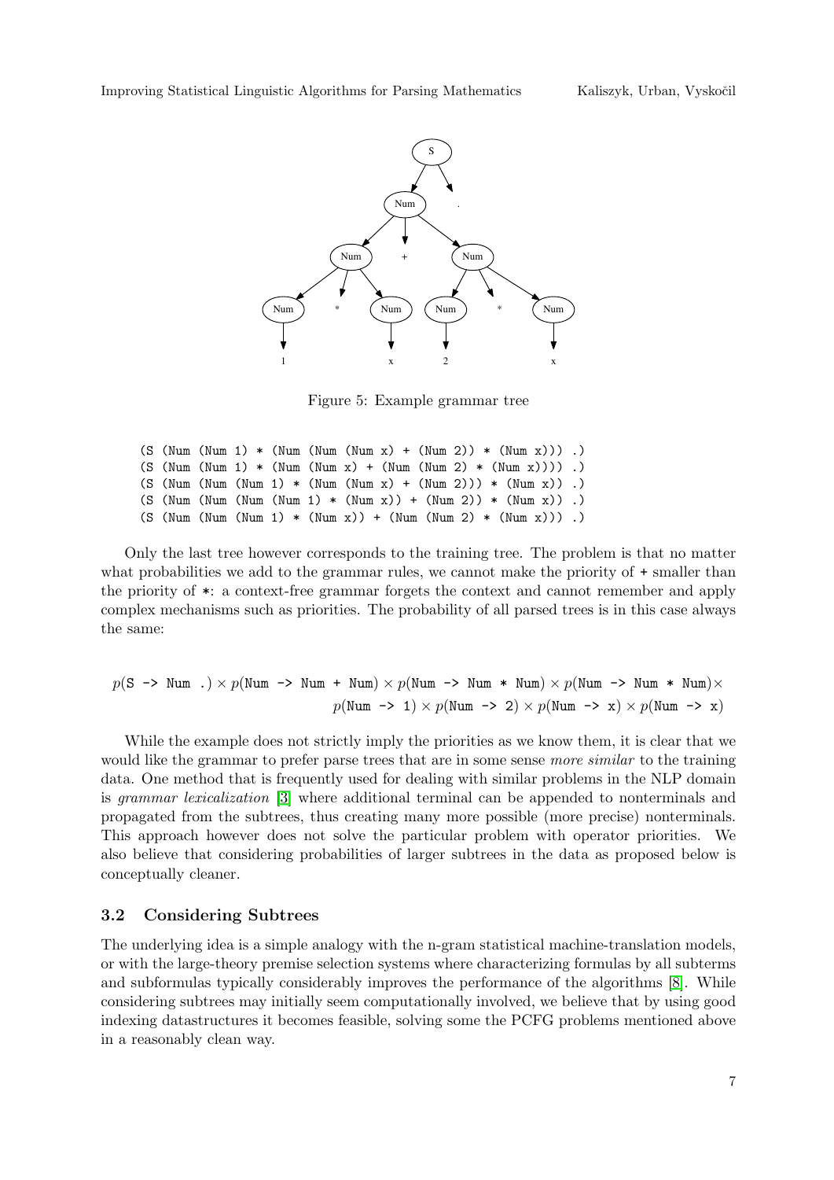Figure 5: Example grammar tree

```
(S (Num (Num 1) * (Num (Num (Num x) + (Num 2)) * (Num x))) .)
(S (Num (Num 1) * (Num (Num x) + (Num (Num 2) * (Num x)))) .)
(S (Num (Num (Num 1) * (Num (Num x) + (Num 2))) * (Num x)) .)
(S (Num (Num (Num (Num 1) * (Num x)) + (Num 2)) * (Num x)) .)
(S (Num (Num (Num 1) * (Num x)) + (Num (Num 2) * (Num x))) .)
```

Only the last tree however corresponds to the training tree. The problem is that no matter what probabilities we add to the grammar rules, we cannot make the priority of `+` smaller than the priority of `*`: a context-free grammar forgets the context and cannot remember and apply complex mechanisms such as priorities. The probability of all parsed trees is in this case always the same:

$$p(\texttt{S -> Num .}) \times p(\texttt{Num -> Num + Num}) \times p(\texttt{Num -> Num * Num}) \times p(\texttt{Num -> Num * Num}) \times$$
$$p(\texttt{Num -> 1}) \times p(\texttt{Num -> 2}) \times p(\texttt{Num -> x}) \times p(\texttt{Num -> x})$$

While the example does not strictly imply the priorities as we know them, it is clear that we would like the grammar to prefer parse trees that are in some sense *more similar* to the training data. One method that is frequently used for dealing with similar problems in the NLP domain is *grammar lexicalization* [3] where additional terminal can be appended to nonterminals and propagated from the subtrees, thus creating many more possible (more precise) nonterminals. This approach however does not solve the particular problem with operator priorities. We also believe that considering probabilities of larger subtrees in the data as proposed below is conceptually cleaner.

### 3.2 Considering Subtrees

The underlying idea is a simple analogy with the n-gram statistical machine-translation models, or with the large-theory premise selection systems where characterizing formulas by all subterms and subformulas typically considerably improves the performance of the algorithms [8]. While considering subtrees may initially seem computationally involved, we believe that by using good indexing datastructures it becomes feasible, solving some the PCFG problems mentioned above in a reasonably clean way.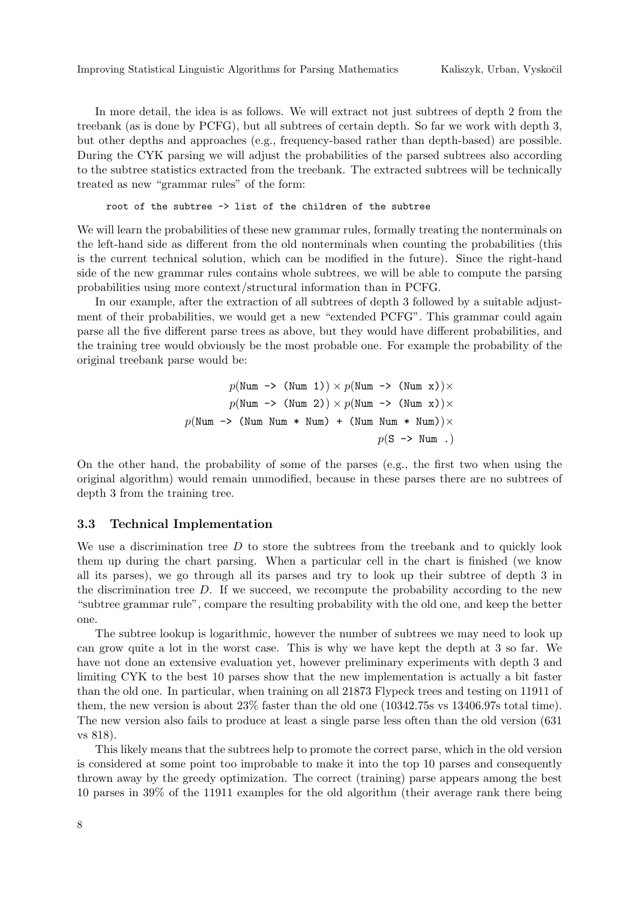In more detail, the idea is as follows. We will extract not just subtrees of depth 2 from the treebank (as is done by PCFG), but all subtrees of certain depth. So far we work with depth 3, but other depths and approaches (e.g., frequency-based rather than depth-based) are possible. During the CYK parsing we will adjust the probabilities of the parsed subtrees also according to the subtree statistics extracted from the treebank. The extracted subtrees will be technically treated as new "grammar rules" of the form:

```
root of the subtree -> list of the children of the subtree
```

We will learn the probabilities of these new grammar rules, formally treating the nonterminals on the left-hand side as different from the old nonterminals when counting the probabilities (this is the current technical solution, which can be modified in the future). Since the right-hand side of the new grammar rules contains whole subtrees, we will be able to compute the parsing probabilities using more context/structural information than in PCFG.

In our example, after the extraction of all subtrees of depth 3 followed by a suitable adjustment of their probabilities, we would get a new "extended PCFG". This grammar could again parse all the five different parse trees as above, but they would have different probabilities, and the training tree would obviously be the most probable one. For example the probability of the original treebank parse would be:

$$
\begin{aligned}
p(\texttt{Num -> (Num 1)}) \times p(\texttt{Num -> (Num x)}) \times \\
p(\texttt{Num -> (Num 2)}) \times p(\texttt{Num -> (Num x)}) \times \\
p(\texttt{Num -> (Num Num * Num) + (Num Num * Num)}) \times \\
p(\texttt{S -> Num .})
\end{aligned}
$$

On the other hand, the probability of some of the parses (e.g., the first two when using the original algorithm) would remain unmodified, because in these parses there are no subtrees of depth 3 from the training tree.

### 3.3 Technical Implementation

We use a discrimination tree $D$ to store the subtrees from the treebank and to quickly look them up during the chart parsing. When a particular cell in the chart is finished (we know all its parses), we go through all its parses and try to look up their subtree of depth 3 in the discrimination tree $D$. If we succeed, we recompute the probability according to the new "subtree grammar rule", compare the resulting probability with the old one, and keep the better one.

The subtree lookup is logarithmic, however the number of subtrees we may need to look up can grow quite a lot in the worst case. This is why we have kept the depth at 3 so far. We have not done an extensive evaluation yet, however preliminary experiments with depth 3 and limiting CYK to the best 10 parses show that the new implementation is actually a bit faster than the old one. In particular, when training on all 21873 Flypeck trees and testing on 11911 of them, the new version is about 23% faster than the old one (10342.75s vs 13406.97s total time). The new version also fails to produce at least a single parse less often than the old version (631 vs 818).

This likely means that the subtrees help to promote the correct parse, which in the old version is considered at some point too improbable to make it into the top 10 parses and consequently thrown away by the greedy optimization. The correct (training) parse appears among the best 10 parses in 39% of the 11911 examples for the old algorithm (their average rank there being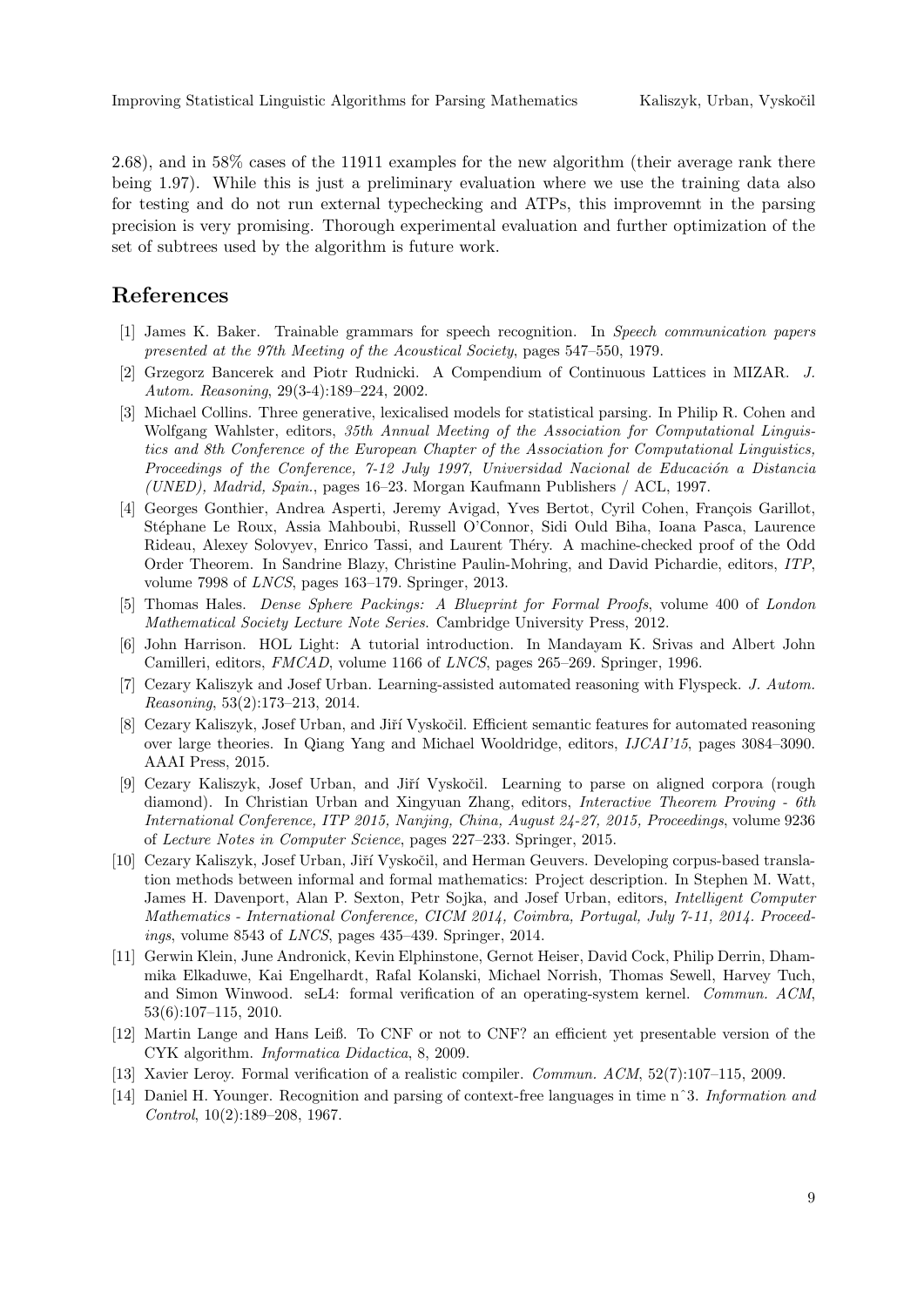2.68), and in 58% cases of the 11911 examples for the new algorithm (their average rank there being 1.97). While this is just a preliminary evaluation where we use the training data also for testing and do not run external typechecking and ATPs, this improvemnt in the parsing precision is very promising. Thorough experimental evaluation and further optimization of the set of subtrees used by the algorithm is future work.

## References

[1] James K. Baker. Trainable grammars for speech recognition. In *Speech communication papers presented at the 97th Meeting of the Acoustical Society*, pages 547–550, 1979.

[2] Grzegorz Bancerek and Piotr Rudnicki. A Compendium of Continuous Lattices in MIZAR. *J. Autom. Reasoning*, 29(3-4):189–224, 2002.

[3] Michael Collins. Three generative, lexicalised models for statistical parsing. In Philip R. Cohen and Wolfgang Wahlster, editors, *35th Annual Meeting of the Association for Computational Linguistics and 8th Conference of the European Chapter of the Association for Computational Linguistics, Proceedings of the Conference, 7-12 July 1997, Universidad Nacional de Educación a Distancia (UNED), Madrid, Spain.*, pages 16–23. Morgan Kaufmann Publishers / ACL, 1997.

[4] Georges Gonthier, Andrea Asperti, Jeremy Avigad, Yves Bertot, Cyril Cohen, François Garillot, Stéphane Le Roux, Assia Mahboubi, Russell O'Connor, Sidi Ould Biha, Ioana Pasca, Laurence Rideau, Alexey Solovyev, Enrico Tassi, and Laurent Théry. A machine-checked proof of the Odd Order Theorem. In Sandrine Blazy, Christine Paulin-Mohring, and David Pichardie, editors, *ITP*, volume 7998 of *LNCS*, pages 163–179. Springer, 2013.

[5] Thomas Hales. *Dense Sphere Packings: A Blueprint for Formal Proofs*, volume 400 of *London Mathematical Society Lecture Note Series*. Cambridge University Press, 2012.

[6] John Harrison. HOL Light: A tutorial introduction. In Mandayam K. Srivas and Albert John Camilleri, editors, *FMCAD*, volume 1166 of *LNCS*, pages 265–269. Springer, 1996.

[7] Cezary Kaliszyk and Josef Urban. Learning-assisted automated reasoning with Flyspeck. *J. Autom. Reasoning*, 53(2):173–213, 2014.

[8] Cezary Kaliszyk, Josef Urban, and Jiří Vyskočil. Efficient semantic features for automated reasoning over large theories. In Qiang Yang and Michael Wooldridge, editors, *IJCAI'15*, pages 3084–3090. AAAI Press, 2015.

[9] Cezary Kaliszyk, Josef Urban, and Jiří Vyskočil. Learning to parse on aligned corpora (rough diamond). In Christian Urban and Xingyuan Zhang, editors, *Interactive Theorem Proving - 6th International Conference, ITP 2015, Nanjing, China, August 24-27, 2015, Proceedings*, volume 9236 of *Lecture Notes in Computer Science*, pages 227–233. Springer, 2015.

[10] Cezary Kaliszyk, Josef Urban, Jiří Vyskočil, and Herman Geuvers. Developing corpus-based translation methods between informal and formal mathematics: Project description. In Stephen M. Watt, James H. Davenport, Alan P. Sexton, Petr Sojka, and Josef Urban, editors, *Intelligent Computer Mathematics - International Conference, CICM 2014, Coimbra, Portugal, July 7-11, 2014. Proceedings*, volume 8543 of *LNCS*, pages 435–439. Springer, 2014.

[11] Gerwin Klein, June Andronick, Kevin Elphinstone, Gernot Heiser, David Cock, Philip Derrin, Dhammika Elkaduwe, Kai Engelhardt, Rafal Kolanski, Michael Norrish, Thomas Sewell, Harvey Tuch, and Simon Winwood. seL4: formal verification of an operating-system kernel. *Commun. ACM*, 53(6):107–115, 2010.

[12] Martin Lange and Hans Leiß. To CNF or not to CNF? an efficient yet presentable version of the CYK algorithm. *Informatica Didactica*, 8, 2009.

[13] Xavier Leroy. Formal verification of a realistic compiler. *Commun. ACM*, 52(7):107–115, 2009.

[14] Daniel H. Younger. Recognition and parsing of context-free languages in time n^3. *Information and Control*, 10(2):189–208, 1967.